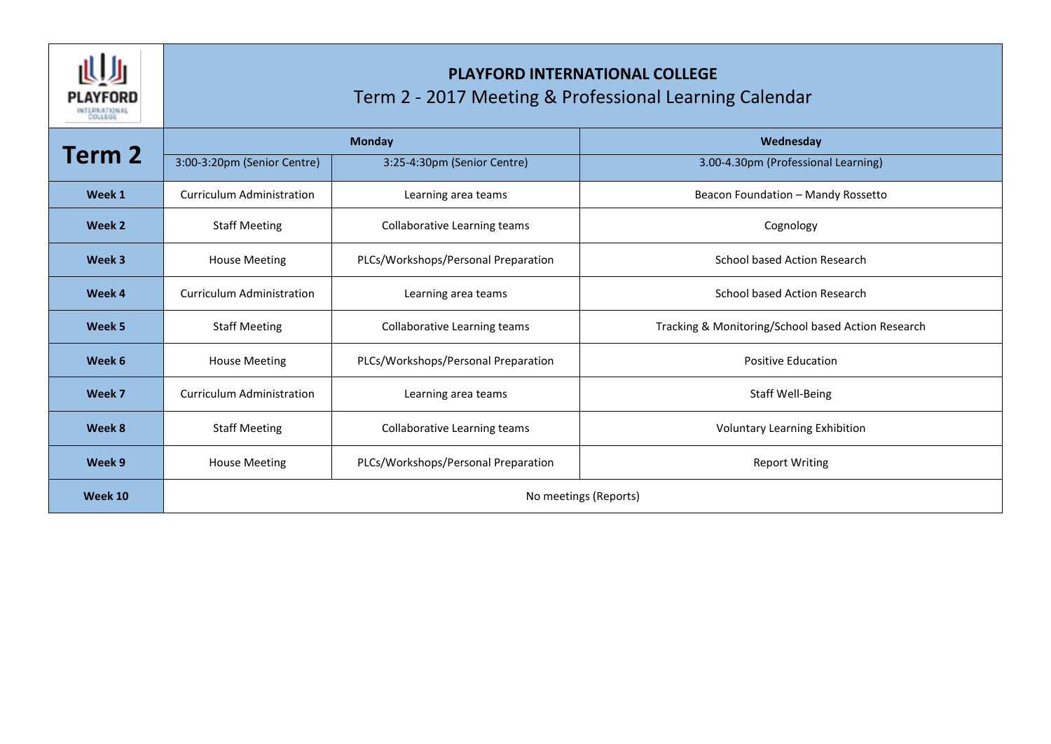# PLAYFORD INTERNATIONAL COLLEGE

## Term 2 - 2017 Meeting & Professional Learning Calendar

| Term 2 | Monday | | Wednesday |
|---|---|---|---|
| | 3:00-3:20pm (Senior Centre) | 3:25-4:30pm (Senior Centre) | 3.00-4.30pm (Professional Learning) |
| **Week 1** | Curriculum Administration | Learning area teams | Beacon Foundation – Mandy Rossetto |
| **Week 2** | Staff Meeting | Collaborative Learning teams | Cognology |
| **Week 3** | House Meeting | PLCs/Workshops/Personal Preparation | School based Action Research |
| **Week 4** | Curriculum Administration | Learning area teams | School based Action Research |
| **Week 5** | Staff Meeting | Collaborative Learning teams | Tracking & Monitoring/School based Action Research |
| **Week 6** | House Meeting | PLCs/Workshops/Personal Preparation | Positive Education |
| **Week 7** | Curriculum Administration | Learning area teams | Staff Well-Being |
| **Week 8** | Staff Meeting | Collaborative Learning teams | Voluntary Learning Exhibition |
| **Week 9** | House Meeting | PLCs/Workshops/Personal Preparation | Report Writing |
| **Week 10** | No meetings (Reports) | | |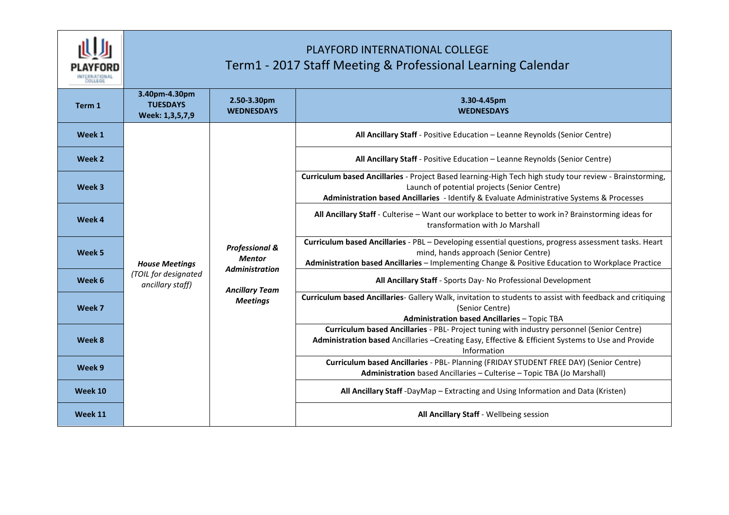# PLAYFORD INTERNATIONAL COLLEGE

## Term1 - 2017 Staff Meeting & Professional Learning Calendar

| Term 1 | 3.40pm-4.30pm **TUESDAYS** Week: 1,3,5,7,9 | 2.50-3.30pm **WEDNESDAYS** | 3.30-4.45pm **WEDNESDAYS** |
|---|---|---|---|
| **Week 1** | ***House Meetings*** *(TOIL for designated ancillary staff)* | ***Professional & Mentor Administration*** ***Ancillary Team Meetings*** | **All Ancillary Staff** - Positive Education – Leanne Reynolds (Senior Centre) |
| **Week 2** | | | **All Ancillary Staff** - Positive Education – Leanne Reynolds (Senior Centre) |
| **Week 3** | | | **Curriculum based Ancillaries** - Project Based learning-High Tech high study tour review - Brainstorming, Launch of potential projects (Senior Centre) **Administration based Ancillaries** - Identify & Evaluate Administrative Systems & Processes |
| **Week 4** | | | **All Ancillary Staff** - Culterise – Want our workplace to better to work in? Brainstorming ideas for transformation with Jo Marshall |
| **Week 5** | | | **Curriculum based Ancillaries** - PBL – Developing essential questions, progress assessment tasks. Heart mind, hands approach (Senior Centre) **Administration based Ancillaries** – Implementing Change & Positive Education to Workplace Practice |
| **Week 6** | | | **All Ancillary Staff** - Sports Day- No Professional Development |
| **Week 7** | | | **Curriculum based Ancillaries**- Gallery Walk, invitation to students to assist with feedback and critiquing (Senior Centre) **Administration based Ancillaries** – Topic TBA |
| **Week 8** | | | **Curriculum based Ancillaries** - PBL- Project tuning with industry personnel (Senior Centre) **Administration based** Ancillaries –Creating Easy, Effective & Efficient Systems to Use and Provide Information |
| **Week 9** | | | **Curriculum based Ancillaries** - PBL- Planning (FRIDAY STUDENT FREE DAY) (Senior Centre) **Administration** based Ancillaries – Culterise – Topic TBA (Jo Marshall) |
| **Week 10** | | | **All Ancillary Staff** -DayMap – Extracting and Using Information and Data (Kristen) |
| **Week 11** | | | **All Ancillary Staff** - Wellbeing session |